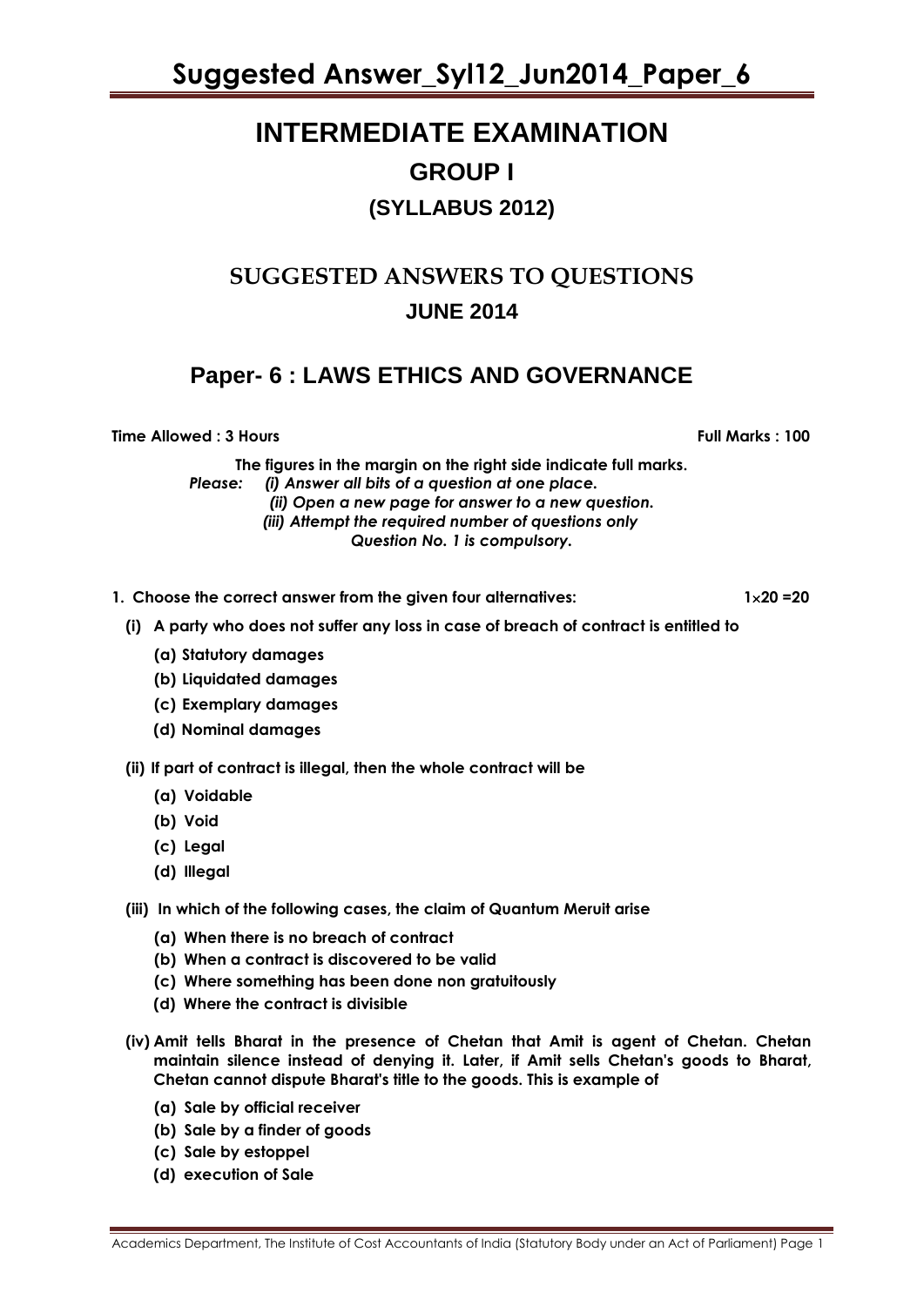# INTERMEDIATE EXAMINATION

## GROUP I

### (SYLLABUS 2012)

## SUGGESTED ANSWERS TO QUESTIONS

### JUNE 2014

## Paper- 6 : LAWS ETHICS AND GOVERNANCE

**Time Allowed : 3 Hours** **Full Marks : 100**

**The figures in the margin on the right side indicate full marks.**

***Please: (i) Answer all bits of a question at one place.***

***(ii) Open a new page for answer to a new question.***

***(iii) Attempt the required number of questions only***

***Question No. 1 is compulsory.***

**1. Choose the correct answer from the given four alternatives:** **1×20 =20**

**(i) A party who does not suffer any loss in case of breach of contract is entitled to**

**(a) Statutory damages**
**(b) Liquidated damages**
**(c) Exemplary damages**
**(d) Nominal damages**

**(ii) If part of contract is illegal, then the whole contract will be**

**(a) Voidable**
**(b) Void**
**(c) Legal**
**(d) Illegal**

**(iii) In which of the following cases, the claim of Quantum Meruit arise**

**(a) When there is no breach of contract**
**(b) When a contract is discovered to be valid**
**(c) Where something has been done non gratuitously**
**(d) Where the contract is divisible**

**(iv) Amit tells Bharat in the presence of Chetan that Amit is agent of Chetan. Chetan maintain silence instead of denying it. Later, if Amit sells Chetan's goods to Bharat, Chetan cannot dispute Bharat's title to the goods. This is example of**

**(a) Sale by official receiver**
**(b) Sale by a finder of goods**
**(c) Sale by estoppel**
**(d) execution of Sale**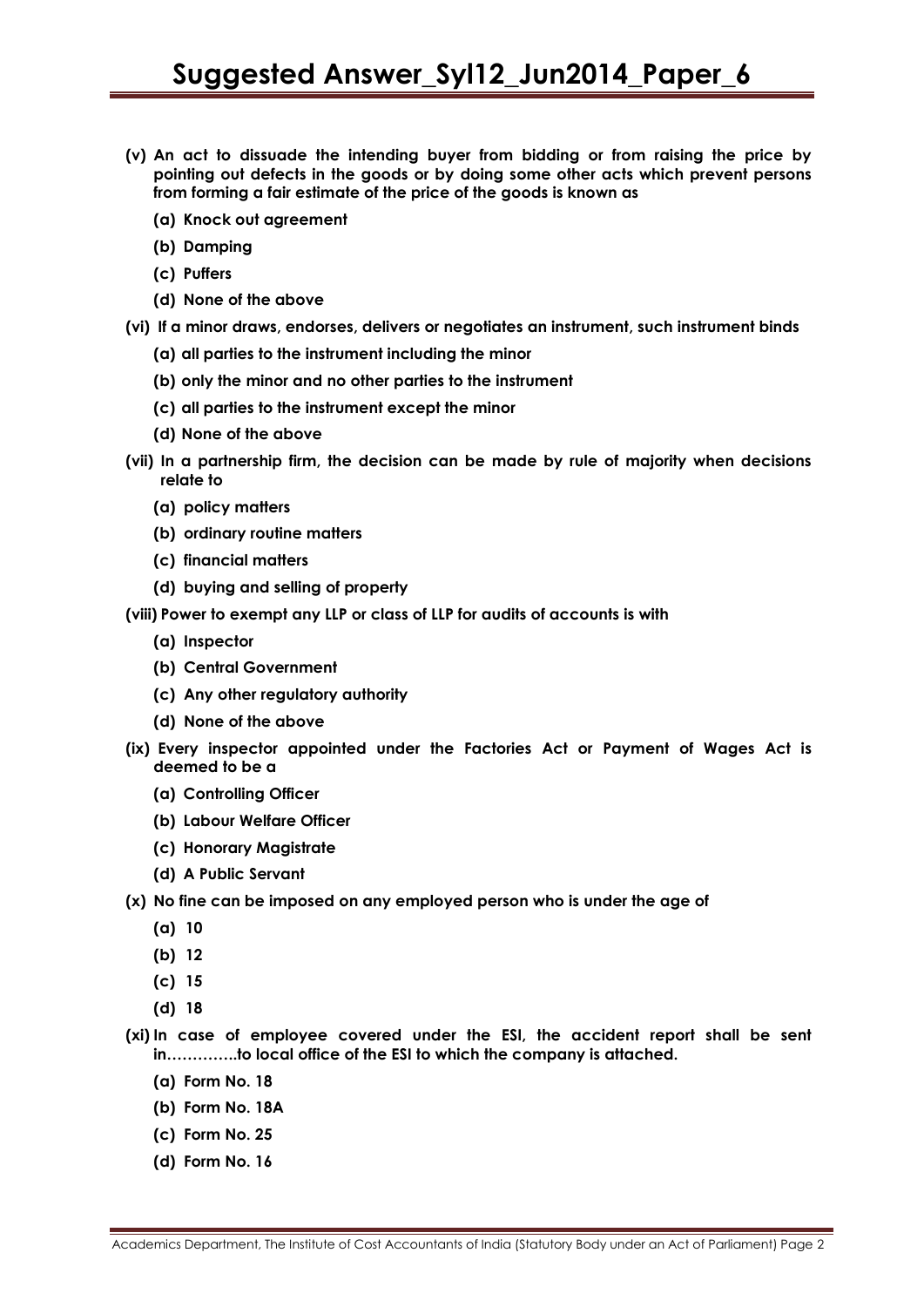**(v) An act to dissuade the intending buyer from bidding or from raising the price by pointing out defects in the goods or by doing some other acts which prevent persons from forming a fair estimate of the price of the goods is known as**

- **(a) Knock out agreement**
- **(b) Damping**
- **(c) Puffers**
- **(d) None of the above**

**(vi) If a minor draws, endorses, delivers or negotiates an instrument, such instrument binds**

- **(a) all parties to the instrument including the minor**
- **(b) only the minor and no other parties to the instrument**
- **(c) all parties to the instrument except the minor**
- **(d) None of the above**

**(vii) In a partnership firm, the decision can be made by rule of majority when decisions relate to**

- **(a) policy matters**
- **(b) ordinary routine matters**
- **(c) financial matters**
- **(d) buying and selling of property**

**(viii) Power to exempt any LLP or class of LLP for audits of accounts is with**

- **(a) Inspector**
- **(b) Central Government**
- **(c) Any other regulatory authority**
- **(d) None of the above**

**(ix) Every inspector appointed under the Factories Act or Payment of Wages Act is deemed to be a**

- **(a) Controlling Officer**
- **(b) Labour Welfare Officer**
- **(c) Honorary Magistrate**
- **(d) A Public Servant**

**(x) No fine can be imposed on any employed person who is under the age of**

- **(a) 10**
- **(b) 12**
- **(c) 15**
- **(d) 18**

**(xi) In case of employee covered under the ESI, the accident report shall be sent in………….to local office of the ESI to which the company is attached.**

- **(a) Form No. 18**
- **(b) Form No. 18A**
- **(c) Form No. 25**
- **(d) Form No. 16**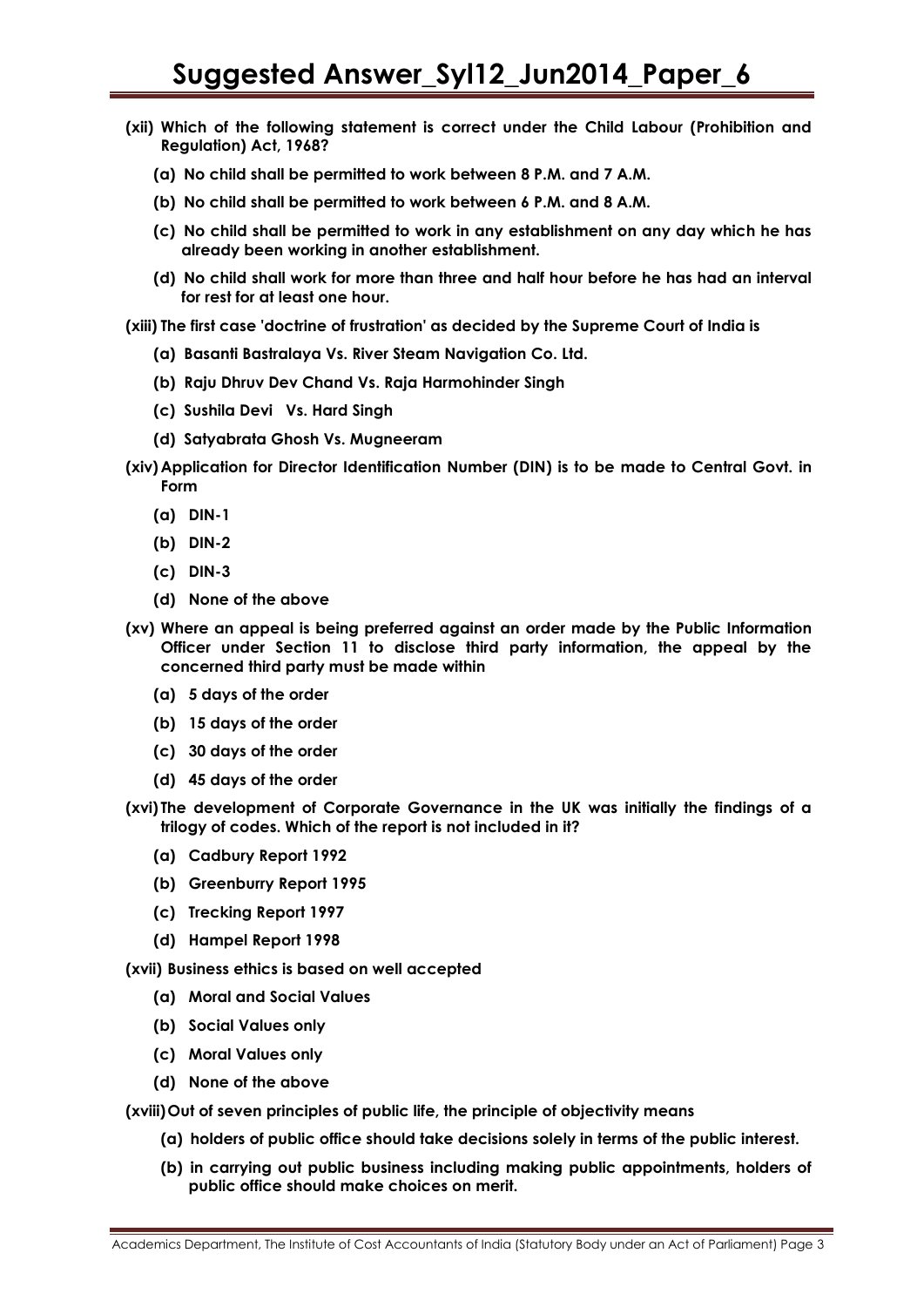**(xii) Which of the following statement is correct under the Child Labour (Prohibition and Regulation) Act, 1968?**

**(a) No child shall be permitted to work between 8 P.M. and 7 A.M.**

**(b) No child shall be permitted to work between 6 P.M. and 8 A.M.**

**(c) No child shall be permitted to work in any establishment on any day which he has already been working in another establishment.**

**(d) No child shall work for more than three and half hour before he has had an interval for rest for at least one hour.**

**(xiii) The first case 'doctrine of frustration' as decided by the Supreme Court of India is**

**(a) Basanti Bastralaya Vs. River Steam Navigation Co. Ltd.**

**(b) Raju Dhruv Dev Chand Vs. Raja Harmohinder Singh**

**(c) Sushila Devi Vs. Hard Singh**

**(d) Satyabrata Ghosh Vs. Mugneeram**

**(xiv) Application for Director Identification Number (DIN) is to be made to Central Govt. in Form**

**(a) DIN-1**

**(b) DIN-2**

**(c) DIN-3**

**(d) None of the above**

**(xv) Where an appeal is being preferred against an order made by the Public Information Officer under Section 11 to disclose third party information, the appeal by the concerned third party must be made within**

**(a) 5 days of the order**

**(b) 15 days of the order**

**(c) 30 days of the order**

**(d) 45 days of the order**

**(xvi) The development of Corporate Governance in the UK was initially the findings of a trilogy of codes. Which of the report is not included in it?**

**(a) Cadbury Report 1992**

**(b) Greenburry Report 1995**

**(c) Trecking Report 1997**

**(d) Hampel Report 1998**

**(xvii) Business ethics is based on well accepted**

**(a) Moral and Social Values**

**(b) Social Values only**

**(c) Moral Values only**

**(d) None of the above**

**(xviii) Out of seven principles of public life, the principle of objectivity means**

**(a) holders of public office should take decisions solely in terms of the public interest.**

**(b) in carrying out public business including making public appointments, holders of public office should make choices on merit.**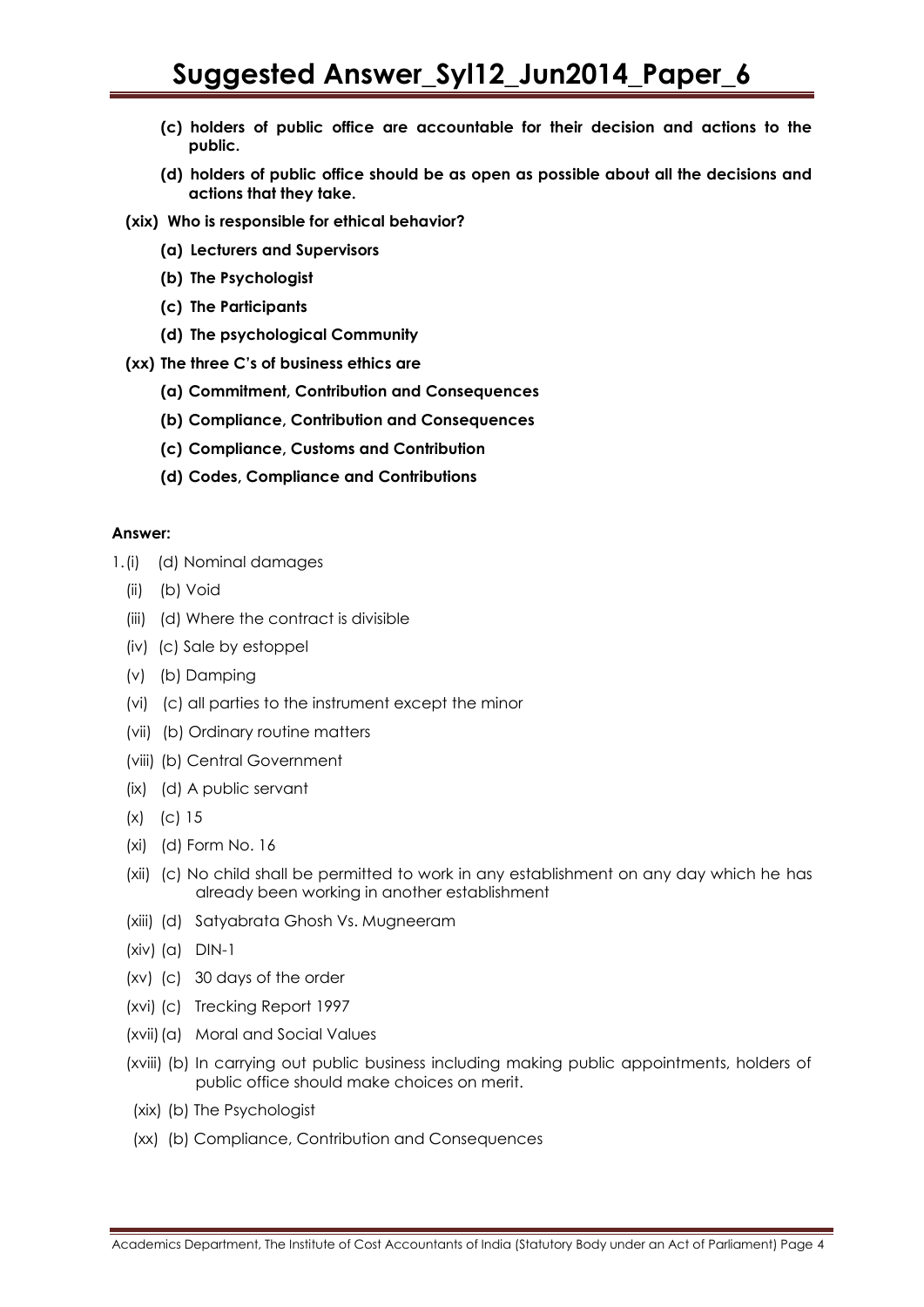- **(c) holders of public office are accountable for their decision and actions to the public.**
- **(d) holders of public office should be as open as possible about all the decisions and actions that they take.**

**(xix) Who is responsible for ethical behavior?**

- **(a) Lecturers and Supervisors**
- **(b) The Psychologist**
- **(c) The Participants**
- **(d) The psychological Community**

**(xx) The three C's of business ethics are**

- **(a) Commitment, Contribution and Consequences**
- **(b) Compliance, Contribution and Consequences**
- **(c) Compliance, Customs and Contribution**
- **(d) Codes, Compliance and Contributions**

**Answer:**

1. (i) (d) Nominal damages
   - (ii) (b) Void
   - (iii) (d) Where the contract is divisible
   - (iv) (c) Sale by estoppel
   - (v) (b) Damping
   - (vi) (c) all parties to the instrument except the minor
   - (vii) (b) Ordinary routine matters
   - (viii) (b) Central Government
   - (ix) (d) A public servant
   - (x) (c) 15
   - (xi) (d) Form No. 16
   - (xii) (c) No child shall be permitted to work in any establishment on any day which he has already been working in another establishment
   - (xiii) (d) Satyabrata Ghosh Vs. Mugneeram
   - (xiv) (a) DIN-1
   - (xv) (c) 30 days of the order
   - (xvi) (c) Trecking Report 1997
   - (xvii) (a) Moral and Social Values
   - (xviii) (b) In carrying out public business including making public appointments, holders of public office should make choices on merit.
   - (xix) (b) The Psychologist
   - (xx) (b) Compliance, Contribution and Consequences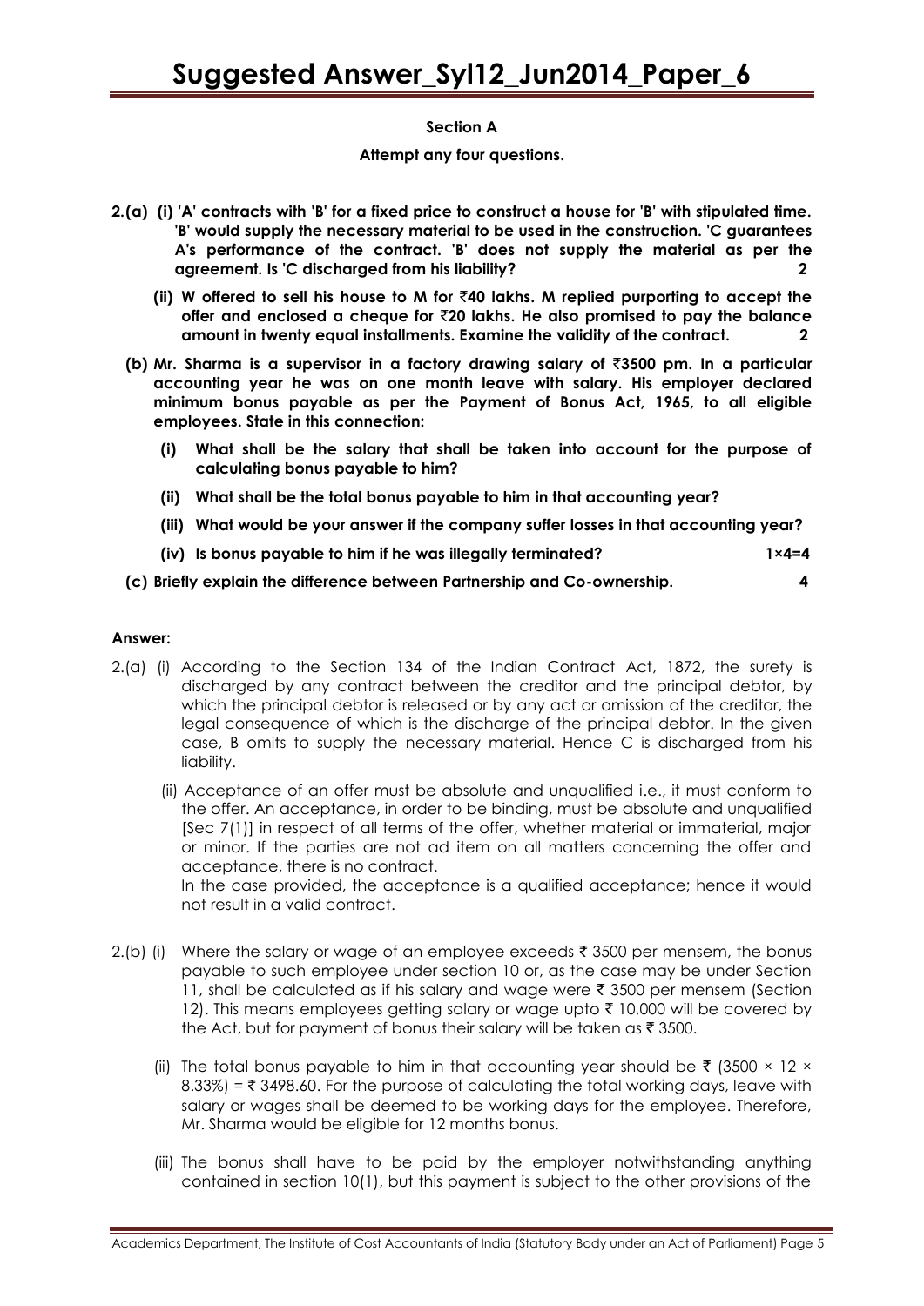### Section A

**Attempt any four questions.**

**2.(a) (i) 'A' contracts with 'B' for a fixed price to construct a house for 'B' with stipulated time. 'B' would supply the necessary material to be used in the construction. 'C guarantees A's performance of the contract. 'B' does not supply the material as per the agreement. Is 'C discharged from his liability? 2**

**(ii) W offered to sell his house to M for ₹40 lakhs. M replied purporting to accept the offer and enclosed a cheque for ₹20 lakhs. He also promised to pay the balance amount in twenty equal installments. Examine the validity of the contract. 2**

**(b) Mr. Sharma is a supervisor in a factory drawing salary of ₹3500 pm. In a particular accounting year he was on one month leave with salary. His employer declared minimum bonus payable as per the Payment of Bonus Act, 1965, to all eligible employees. State in this connection:**

**(i) What shall be the salary that shall be taken into account for the purpose of calculating bonus payable to him?**

**(ii) What shall be the total bonus payable to him in that accounting year?**

**(iii) What would be your answer if the company suffer losses in that accounting year?**

**(iv) Is bonus payable to him if he was illegally terminated? 1×4=4**

**(c) Briefly explain the difference between Partnership and Co-ownership. 4**

**Answer:**

2.(a) (i) According to the Section 134 of the Indian Contract Act, 1872, the surety is discharged by any contract between the creditor and the principal debtor, by which the principal debtor is released or by any act or omission of the creditor, the legal consequence of which is the discharge of the principal debtor. In the given case, B omits to supply the necessary material. Hence C is discharged from his liability.

(ii) Acceptance of an offer must be absolute and unqualified i.e., it must conform to the offer. An acceptance, in order to be binding, must be absolute and unqualified [Sec 7(1)] in respect of all terms of the offer, whether material or immaterial, major or minor. If the parties are not ad item on all matters concerning the offer and acceptance, there is no contract.

In the case provided, the acceptance is a qualified acceptance; hence it would not result in a valid contract.

2.(b) (i) Where the salary or wage of an employee exceeds ₹ 3500 per mensem, the bonus payable to such employee under section 10 or, as the case may be under Section 11, shall be calculated as if his salary and wage were ₹ 3500 per mensem (Section 12). This means employees getting salary or wage upto ₹ 10,000 will be covered by the Act, but for payment of bonus their salary will be taken as ₹ 3500.

(ii) The total bonus payable to him in that accounting year should be ₹ (3500 × 12 × 8.33%) = ₹ 3498.60. For the purpose of calculating the total working days, leave with salary or wages shall be deemed to be working days for the employee. Therefore, Mr. Sharma would be eligible for 12 months bonus.

(iii) The bonus shall have to be paid by the employer notwithstanding anything contained in section 10(1), but this payment is subject to the other provisions of the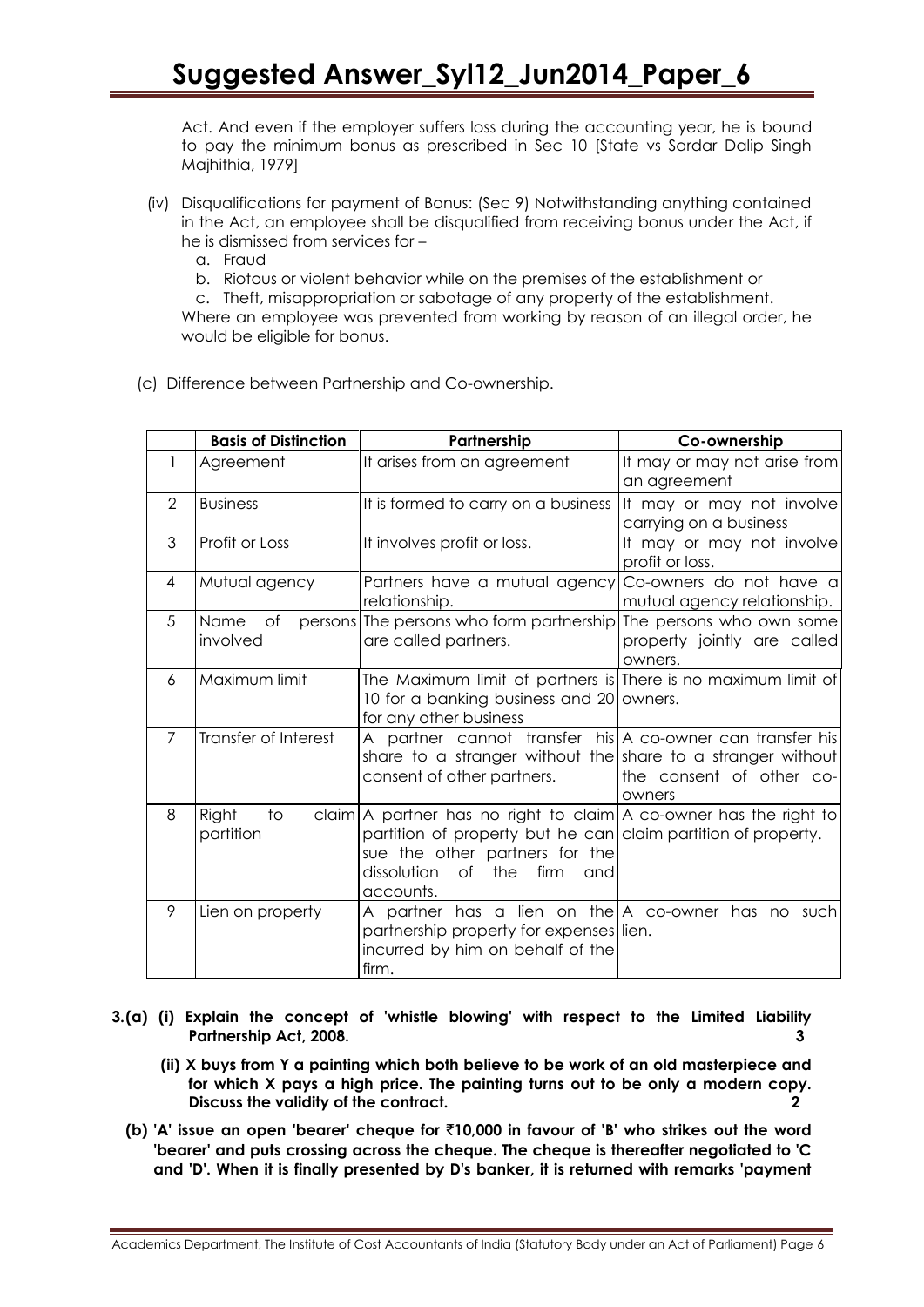Act. And even if the employer suffers loss during the accounting year, he is bound to pay the minimum bonus as prescribed in Sec 10 [State vs Sardar Dalip Singh Majhithia, 1979]

(iv) Disqualifications for payment of Bonus: (Sec 9) Notwithstanding anything contained in the Act, an employee shall be disqualified from receiving bonus under the Act, if he is dismissed from services for –

a. Fraud
b. Riotous or violent behavior while on the premises of the establishment or
c. Theft, misappropriation or sabotage of any property of the establishment.

Where an employee was prevented from working by reason of an illegal order, he would be eligible for bonus.

(c) Difference between Partnership and Co-ownership.

| | Basis of Distinction | Partnership | Co-ownership |
|---|---|---|---|
| 1 | Agreement | It arises from an agreement | It may or may not arise from an agreement |
| 2 | Business | It is formed to carry on a business | It may or may not involve carrying on a business |
| 3 | Profit or Loss | It involves profit or loss. | It may or may not involve profit or loss. |
| 4 | Mutual agency | Partners have a mutual agency relationship. | Co-owners do not have a mutual agency relationship. |
| 5 | Name of persons involved | The persons who form partnership are called partners. | The persons who own some property jointly are called owners. |
| 6 | Maximum limit | The Maximum limit of partners is 10 for a banking business and 20 for any other business | There is no maximum limit of owners. |
| 7 | Transfer of Interest | A partner cannot transfer his share to a stranger without the consent of other partners. | A co-owner can transfer his share to a stranger without the consent of other co-owners |
| 8 | Right to claim partition | A partner has no right to claim partition of property but he can sue the other partners for the dissolution of the firm and accounts. | A co-owner has the right to claim partition of property. |
| 9 | Lien on property | A partner has a lien on the partnership property for expenses incurred by him on behalf of the firm. | A co-owner has no such lien. |

**3.(a) (i) Explain the concept of 'whistle blowing' with respect to the Limited Liability Partnership Act, 2008. 3**

**(ii) X buys from Y a painting which both believe to be work of an old masterpiece and for which X pays a high price. The painting turns out to be only a modern copy. Discuss the validity of the contract. 2**

**(b) 'A' issue an open 'bearer' cheque for ₹10,000 in favour of 'B' who strikes out the word 'bearer' and puts crossing across the cheque. The cheque is thereafter negotiated to 'C and 'D'. When it is finally presented by D's banker, it is returned with remarks 'payment**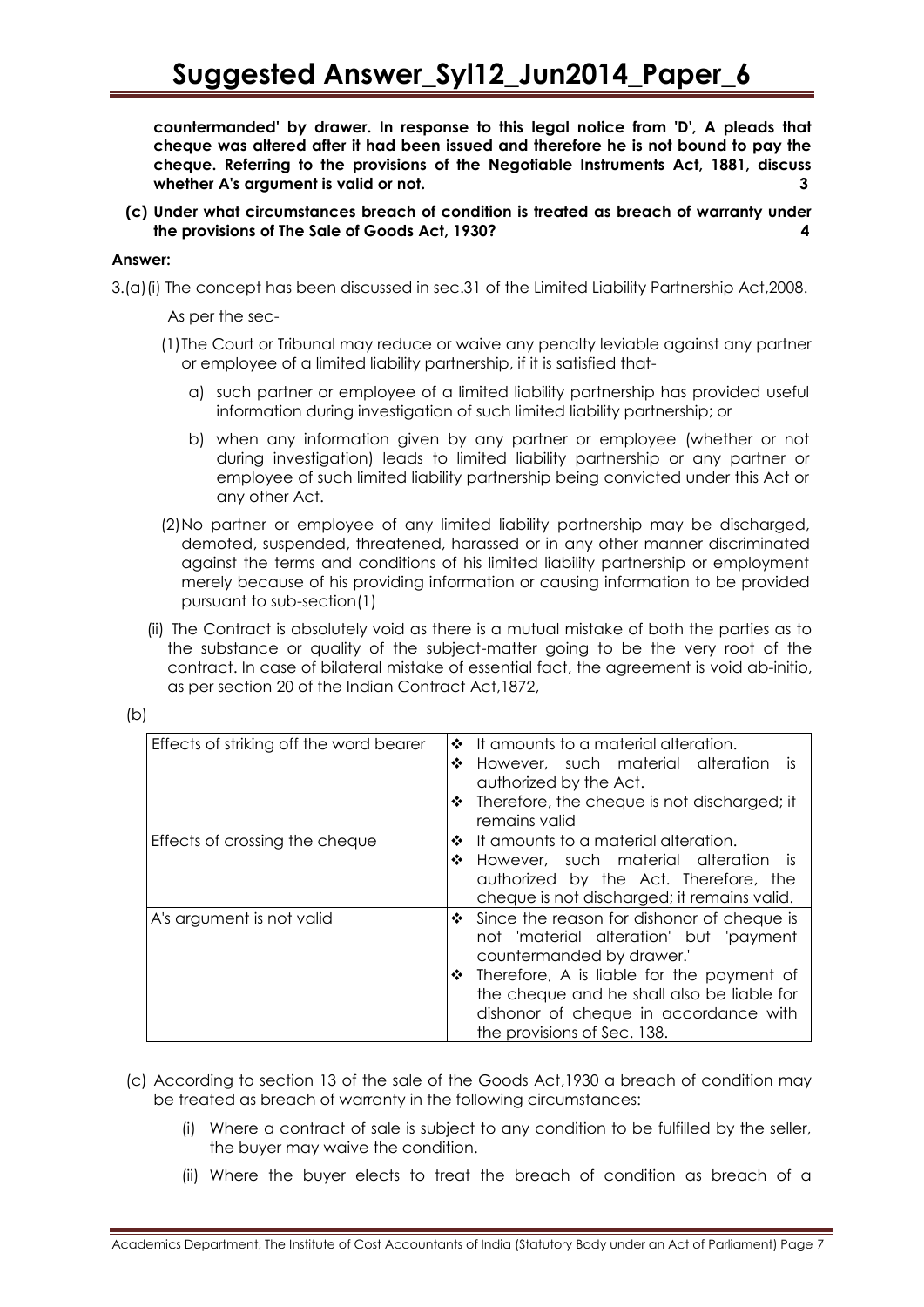**countermanded' by drawer. In response to this legal notice from 'D', A pleads that cheque was altered after it had been issued and therefore he is not bound to pay the cheque. Referring to the provisions of the Negotiable Instruments Act, 1881, discuss whether A's argument is valid or not. 3**

**(c) Under what circumstances breach of condition is treated as breach of warranty under the provisions of The Sale of Goods Act, 1930? 4**

**Answer:**

3.(a)(i) The concept has been discussed in sec.31 of the Limited Liability Partnership Act,2008.

As per the sec-

(1) The Court or Tribunal may reduce or waive any penalty leviable against any partner or employee of a limited liability partnership, if it is satisfied that-

a) such partner or employee of a limited liability partnership has provided useful information during investigation of such limited liability partnership; or

b) when any information given by any partner or employee (whether or not during investigation) leads to limited liability partnership or any partner or employee of such limited liability partnership being convicted under this Act or any other Act.

(2) No partner or employee of any limited liability partnership may be discharged, demoted, suspended, threatened, harassed or in any other manner discriminated against the terms and conditions of his limited liability partnership or employment merely because of his providing information or causing information to be provided pursuant to sub-section(1)

(ii) The Contract is absolutely void as there is a mutual mistake of both the parties as to the substance or quality of the subject-matter going to be the very root of the contract. In case of bilateral mistake of essential fact, the agreement is void ab-initio, as per section 20 of the Indian Contract Act,1872,

(b)

| | |
|---|---|
| Effects of striking off the word bearer | ❖ It amounts to a material alteration.<br>❖ However, such material alteration is authorized by the Act.<br>❖ Therefore, the cheque is not discharged; it remains valid |
| Effects of crossing the cheque | ❖ It amounts to a material alteration.<br>❖ However, such material alteration is authorized by the Act. Therefore, the cheque is not discharged; it remains valid. |
| A's argument is not valid | ❖ Since the reason for dishonor of cheque is not 'material alteration' but 'payment countermanded by drawer.'<br>❖ Therefore, A is liable for the payment of the cheque and he shall also be liable for dishonor of cheque in accordance with the provisions of Sec. 138. |

(c) According to section 13 of the sale of the Goods Act,1930 a breach of condition may be treated as breach of warranty in the following circumstances:

(i) Where a contract of sale is subject to any condition to be fulfilled by the seller, the buyer may waive the condition.

(ii) Where the buyer elects to treat the breach of condition as breach of a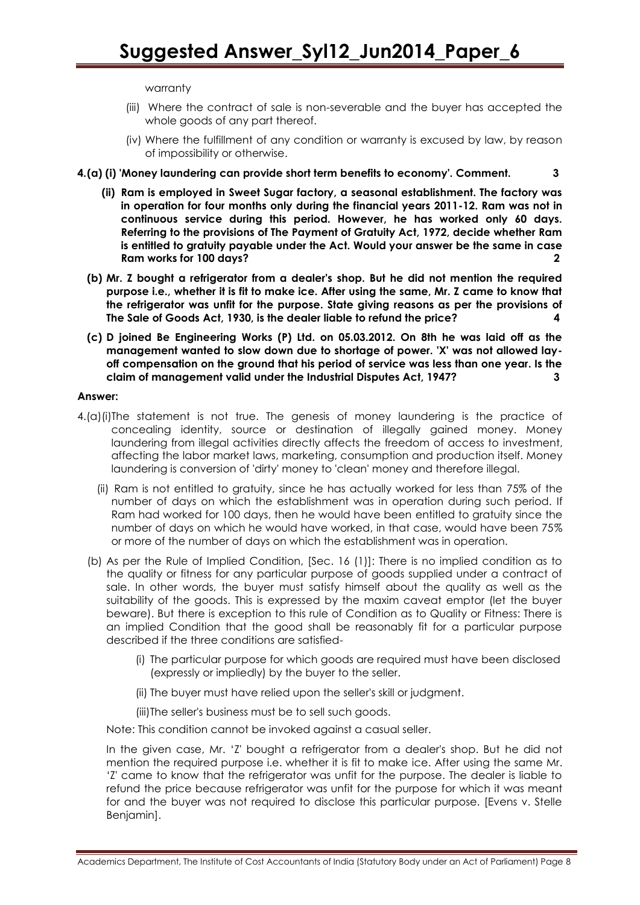warranty

(iii) Where the contract of sale is non-severable and the buyer has accepted the whole goods of any part thereof.

(iv) Where the fulfillment of any condition or warranty is excused by law, by reason of impossibility or otherwise.

**4.(a) (i) 'Money laundering can provide short term benefits to economy'. Comment. 3**

**(ii) Ram is employed in Sweet Sugar factory, a seasonal establishment. The factory was in operation for four months only during the financial years 2011-12. Ram was not in continuous service during this period. However, he has worked only 60 days. Referring to the provisions of The Payment of Gratuity Act, 1972, decide whether Ram is entitled to gratuity payable under the Act. Would your answer be the same in case Ram works for 100 days? 2**

**(b) Mr. Z bought a refrigerator from a dealer's shop. But he did not mention the required purpose i.e., whether it is fit to make ice. After using the same, Mr. Z came to know that the refrigerator was unfit for the purpose. State giving reasons as per the provisions of The Sale of Goods Act, 1930, is the dealer liable to refund the price? 4**

**(c) D joined Be Engineering Works (P) Ltd. on 05.03.2012. On 8th he was laid off as the management wanted to slow down due to shortage of power. 'X' was not allowed lay-off compensation on the ground that his period of service was less than one year. Is the claim of management valid under the Industrial Disputes Act, 1947? 3**

**Answer:**

4.(a)(i)The statement is not true. The genesis of money laundering is the practice of concealing identity, source or destination of illegally gained money. Money laundering from illegal activities directly affects the freedom of access to investment, affecting the labor market laws, marketing, consumption and production itself. Money laundering is conversion of 'dirty' money to 'clean' money and therefore illegal.

(ii) Ram is not entitled to gratuity, since he has actually worked for less than 75% of the number of days on which the establishment was in operation during such period. If Ram had worked for 100 days, then he would have been entitled to gratuity since the number of days on which he would have worked, in that case, would have been 75% or more of the number of days on which the establishment was in operation.

(b) As per the Rule of Implied Condition, [Sec. 16 (1)]: There is no implied condition as to the quality or fitness for any particular purpose of goods supplied under a contract of sale. In other words, the buyer must satisfy himself about the quality as well as the suitability of the goods. This is expressed by the maxim caveat emptor (let the buyer beware). But there is exception to this rule of Condition as to Quality or Fitness: There is an implied Condition that the good shall be reasonably fit for a particular purpose described if the three conditions are satisfied-

(i) The particular purpose for which goods are required must have been disclosed (expressly or impliedly) by the buyer to the seller.

(ii) The buyer must have relied upon the seller's skill or judgment.

(iii)The seller's business must be to sell such goods.

Note: This condition cannot be invoked against a casual seller.

In the given case, Mr. 'Z' bought a refrigerator from a dealer's shop. But he did not mention the required purpose i.e. whether it is fit to make ice. After using the same Mr. 'Z' came to know that the refrigerator was unfit for the purpose. The dealer is liable to refund the price because refrigerator was unfit for the purpose for which it was meant for and the buyer was not required to disclose this particular purpose. [Evens v. Stelle Benjamin].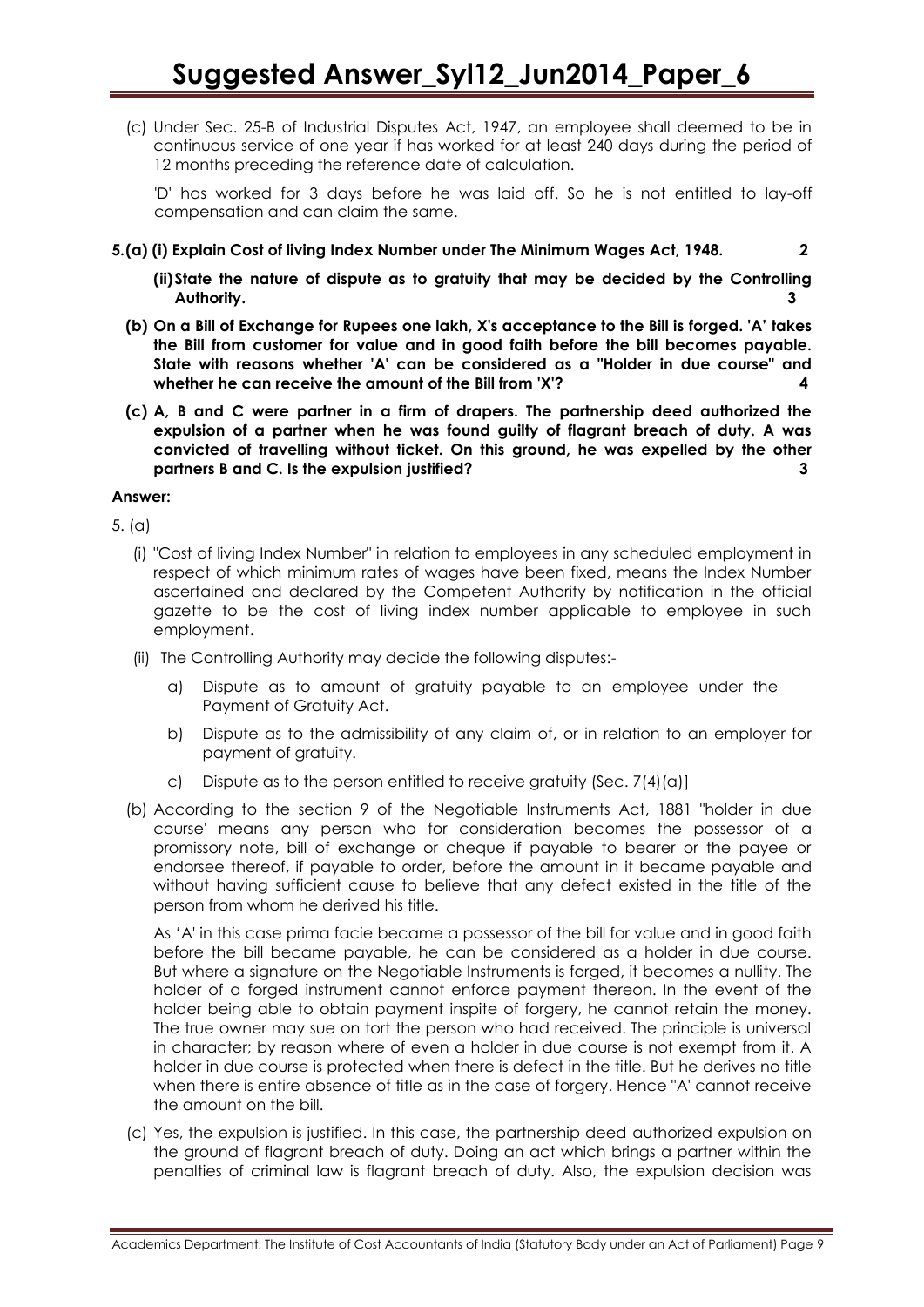(c) Under Sec. 25-B of Industrial Disputes Act, 1947, an employee shall deemed to be in continuous service of one year if has worked for at least 240 days during the period of 12 months preceding the reference date of calculation.

'D' has worked for 3 days before he was laid off. So he is not entitled to lay-off compensation and can claim the same.

**5.(a) (i) Explain Cost of living Index Number under The Minimum Wages Act, 1948. 2**

**(ii) State the nature of dispute as to gratuity that may be decided by the Controlling Authority. 3**

**(b) On a Bill of Exchange for Rupees one lakh, X's acceptance to the Bill is forged. 'A' takes the Bill from customer for value and in good faith before the bill becomes payable. State with reasons whether 'A' can be considered as a "Holder in due course" and whether he can receive the amount of the Bill from 'X'? 4**

**(c) A, B and C were partner in a firm of drapers. The partnership deed authorized the expulsion of a partner when he was found guilty of flagrant breach of duty. A was convicted of travelling without ticket. On this ground, he was expelled by the other partners B and C. Is the expulsion justified? 3**

**Answer:**

5. (a)

(i) "Cost of living Index Number" in relation to employees in any scheduled employment in respect of which minimum rates of wages have been fixed, means the Index Number ascertained and declared by the Competent Authority by notification in the official gazette to be the cost of living index number applicable to employee in such employment.

(ii) The Controlling Authority may decide the following disputes:-

a) Dispute as to amount of gratuity payable to an employee under the Payment of Gratuity Act.

b) Dispute as to the admissibility of any claim of, or in relation to an employer for payment of gratuity.

c) Dispute as to the person entitled to receive gratuity (Sec. 7(4)(a)]

(b) According to the section 9 of the Negotiable Instruments Act, 1881 "holder in due course' means any person who for consideration becomes the possessor of a promissory note, bill of exchange or cheque if payable to bearer or the payee or endorsee thereof, if payable to order, before the amount in it became payable and without having sufficient cause to believe that any defect existed in the title of the person from whom he derived his title.

As 'A' in this case prima facie became a possessor of the bill for value and in good faith before the bill became payable, he can be considered as a holder in due course. But where a signature on the Negotiable Instruments is forged, it becomes a nullity. The holder of a forged instrument cannot enforce payment thereon. In the event of the holder being able to obtain payment inspite of forgery, he cannot retain the money. The true owner may sue on tort the person who had received. The principle is universal in character; by reason where of even a holder in due course is not exempt from it. A holder in due course is protected when there is defect in the title. But he derives no title when there is entire absence of title as in the case of forgery. Hence "A' cannot receive the amount on the bill.

(c) Yes, the expulsion is justified. In this case, the partnership deed authorized expulsion on the ground of flagrant breach of duty. Doing an act which brings a partner within the penalties of criminal law is flagrant breach of duty. Also, the expulsion decision was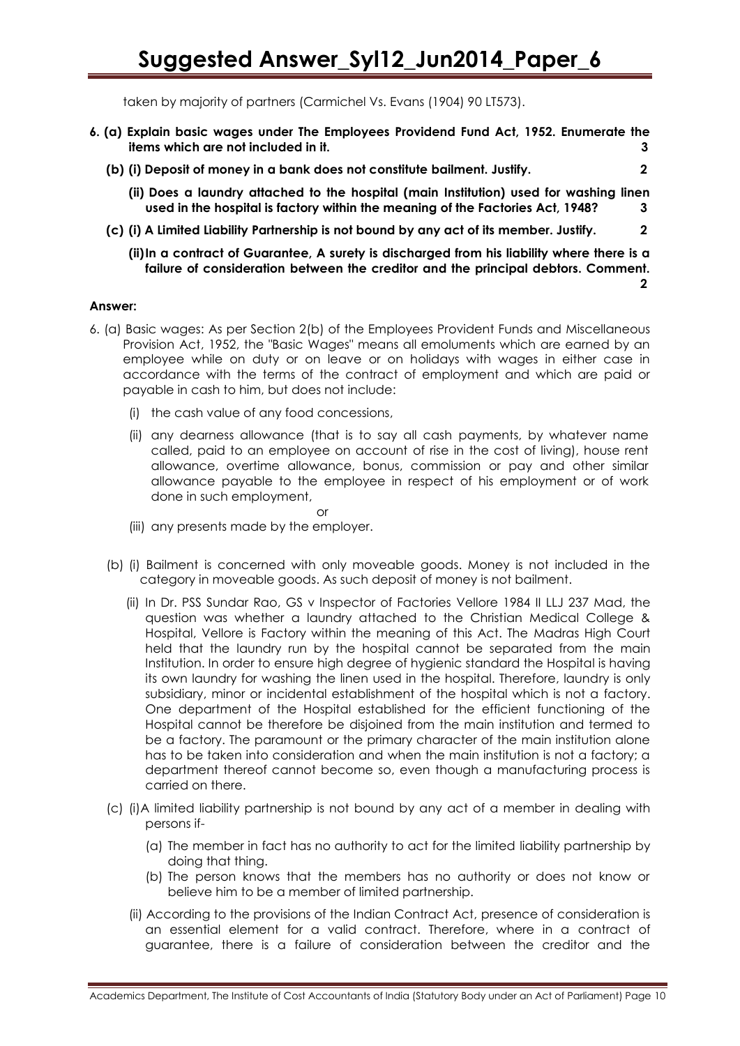taken by majority of partners (Carmichel Vs. Evans (1904) 90 LT573).

**6. (a) Explain basic wages under The Employees Providend Fund Act, 1952. Enumerate the items which are not included in it. 3**

**(b) (i) Deposit of money in a bank does not constitute bailment. Justify. 2**

**(ii) Does a laundry attached to the hospital (main Institution) used for washing linen used in the hospital is factory within the meaning of the Factories Act, 1948? 3**

**(c) (i) A Limited Liability Partnership is not bound by any act of its member. Justify. 2**

**(ii) In a contract of Guarantee, A surety is discharged from his liability where there is a failure of consideration between the creditor and the principal debtors. Comment. 2**

**Answer:**

6. (a) Basic wages: As per Section 2(b) of the Employees Provident Funds and Miscellaneous Provision Act, 1952, the "Basic Wages" means all emoluments which are earned by an employee while on duty or on leave or on holidays with wages in either case in accordance with the terms of the contract of employment and which are paid or payable in cash to him, but does not include:

   (i) the cash value of any food concessions,

   (ii) any dearness allowance (that is to say all cash payments, by whatever name called, paid to an employee on account of rise in the cost of living), house rent allowance, overtime allowance, bonus, commission or pay and other similar allowance payable to the employee in respect of his employment or of work done in such employment,

   or

   (iii) any presents made by the employer.

(b) (i) Bailment is concerned with only moveable goods. Money is not included in the category in moveable goods. As such deposit of money is not bailment.

(ii) In Dr. PSS Sundar Rao, GS v Inspector of Factories Vellore 1984 II LLJ 237 Mad, the question was whether a laundry attached to the Christian Medical College & Hospital, Vellore is Factory within the meaning of this Act. The Madras High Court held that the laundry run by the hospital cannot be separated from the main Institution. In order to ensure high degree of hygienic standard the Hospital is having its own laundry for washing the linen used in the hospital. Therefore, laundry is only subsidiary, minor or incidental establishment of the hospital which is not a factory. One department of the Hospital established for the efficient functioning of the Hospital cannot be therefore be disjoined from the main institution and termed to be a factory. The paramount or the primary character of the main institution alone has to be taken into consideration and when the main institution is not a factory; a department thereof cannot become so, even though a manufacturing process is carried on there.

(c) (i) A limited liability partnership is not bound by any act of a member in dealing with persons if-

   (a) The member in fact has no authority to act for the limited liability partnership by doing that thing.

   (b) The person knows that the members has no authority or does not know or believe him to be a member of limited partnership.

(ii) According to the provisions of the Indian Contract Act, presence of consideration is an essential element for a valid contract. Therefore, where in a contract of guarantee, there is a failure of consideration between the creditor and the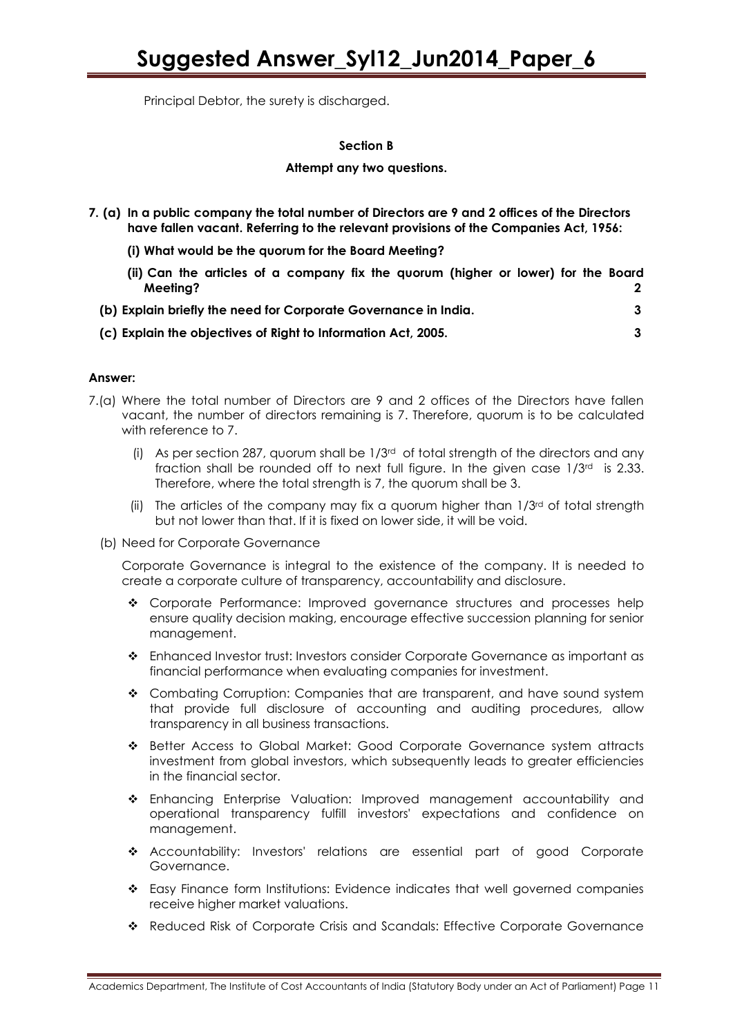Principal Debtor, the surety is discharged.

**Section B**

**Attempt any two questions.**

**7. (a) In a public company the total number of Directors are 9 and 2 offices of the Directors have fallen vacant. Referring to the relevant provisions of the Companies Act, 1956:**

**(i) What would be the quorum for the Board Meeting?**

**(ii) Can the articles of a company fix the quorum (higher or lower) for the Board Meeting? 2**

**(b) Explain briefly the need for Corporate Governance in India. 3**

**(c) Explain the objectives of Right to Information Act, 2005. 3**

**Answer:**

7.(a) Where the total number of Directors are 9 and 2 offices of the Directors have fallen vacant, the number of directors remaining is 7. Therefore, quorum is to be calculated with reference to 7.

(i) As per section 287, quorum shall be 1/3rd of total strength of the directors and any fraction shall be rounded off to next full figure. In the given case 1/3rd is 2.33. Therefore, where the total strength is 7, the quorum shall be 3.

(ii) The articles of the company may fix a quorum higher than 1/3rd of total strength but not lower than that. If it is fixed on lower side, it will be void.

(b) Need for Corporate Governance

Corporate Governance is integral to the existence of the company. It is needed to create a corporate culture of transparency, accountability and disclosure.

- Corporate Performance: Improved governance structures and processes help ensure quality decision making, encourage effective succession planning for senior management.
- Enhanced Investor trust: Investors consider Corporate Governance as important as financial performance when evaluating companies for investment.
- Combating Corruption: Companies that are transparent, and have sound system that provide full disclosure of accounting and auditing procedures, allow transparency in all business transactions.
- Better Access to Global Market: Good Corporate Governance system attracts investment from global investors, which subsequently leads to greater efficiencies in the financial sector.
- Enhancing Enterprise Valuation: Improved management accountability and operational transparency fulfill investors' expectations and confidence on management.
- Accountability: Investors' relations are essential part of good Corporate Governance.
- Easy Finance form Institutions: Evidence indicates that well governed companies receive higher market valuations.
- Reduced Risk of Corporate Crisis and Scandals: Effective Corporate Governance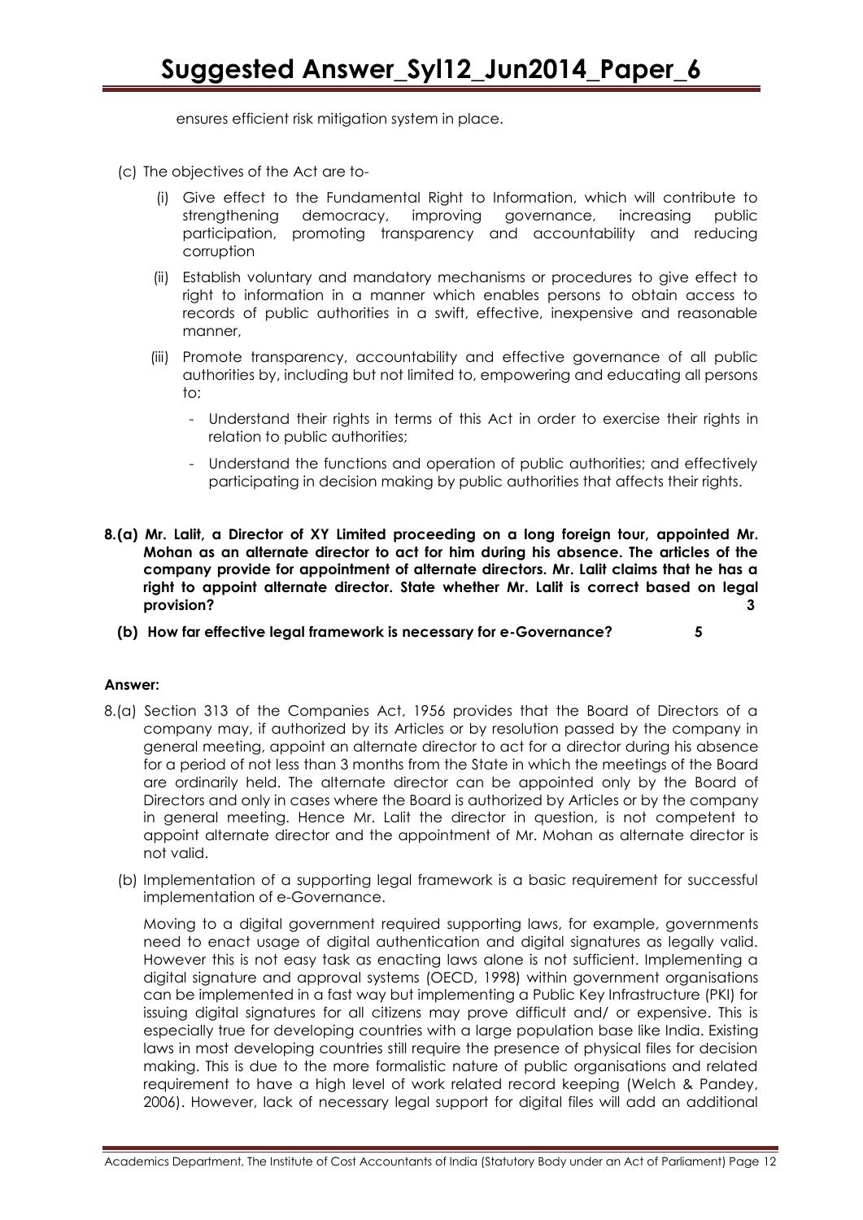ensures efficient risk mitigation system in place.

(c) The objectives of the Act are to-

(i) Give effect to the Fundamental Right to Information, which will contribute to strengthening democracy, improving governance, increasing public participation, promoting transparency and accountability and reducing corruption

(ii) Establish voluntary and mandatory mechanisms or procedures to give effect to right to information in a manner which enables persons to obtain access to records of public authorities in a swift, effective, inexpensive and reasonable manner,

(iii) Promote transparency, accountability and effective governance of all public authorities by, including but not limited to, empowering and educating all persons to:

- Understand their rights in terms of this Act in order to exercise their rights in relation to public authorities;
- Understand the functions and operation of public authorities; and effectively participating in decision making by public authorities that affects their rights.

**8.(a) Mr. Lalit, a Director of XY Limited proceeding on a long foreign tour, appointed Mr. Mohan as an alternate director to act for him during his absence. The articles of the company provide for appointment of alternate directors. Mr. Lalit claims that he has a right to appoint alternate director. State whether Mr. Lalit is correct based on legal provision? 3**

**(b) How far effective legal framework is necessary for e-Governance? 5**

**Answer:**

8.(a) Section 313 of the Companies Act, 1956 provides that the Board of Directors of a company may, if authorized by its Articles or by resolution passed by the company in general meeting, appoint an alternate director to act for a director during his absence for a period of not less than 3 months from the State in which the meetings of the Board are ordinarily held. The alternate director can be appointed only by the Board of Directors and only in cases where the Board is authorized by Articles or by the company in general meeting. Hence Mr. Lalit the director in question, is not competent to appoint alternate director and the appointment of Mr. Mohan as alternate director is not valid.

(b) Implementation of a supporting legal framework is a basic requirement for successful implementation of e-Governance.

Moving to a digital government required supporting laws, for example, governments need to enact usage of digital authentication and digital signatures as legally valid. However this is not easy task as enacting laws alone is not sufficient. Implementing a digital signature and approval systems (OECD, 1998) within government organisations can be implemented in a fast way but implementing a Public Key Infrastructure (PKI) for issuing digital signatures for all citizens may prove difficult and/ or expensive. This is especially true for developing countries with a large population base like India. Existing laws in most developing countries still require the presence of physical files for decision making. This is due to the more formalistic nature of public organisations and related requirement to have a high level of work related record keeping (Welch & Pandey, 2006). However, lack of necessary legal support for digital files will add an additional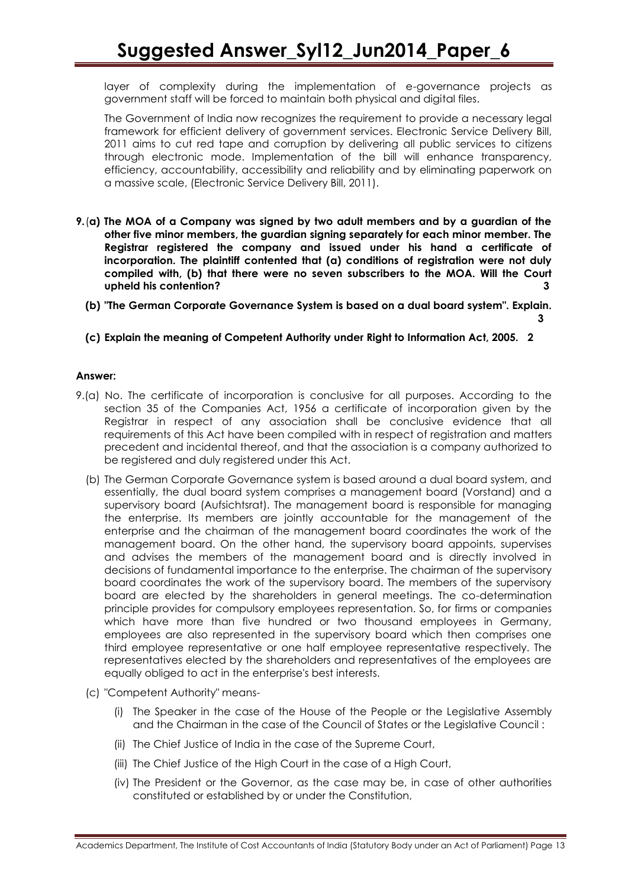layer of complexity during the implementation of e-governance projects as government staff will be forced to maintain both physical and digital files.

The Government of India now recognizes the requirement to provide a necessary legal framework for efficient delivery of government services. Electronic Service Delivery Bill, 2011 aims to cut red tape and corruption by delivering all public services to citizens through electronic mode. Implementation of the bill will enhance transparency, efficiency, accountability, accessibility and reliability and by eliminating paperwork on a massive scale, (Electronic Service Delivery Bill, 2011).

**9.** (**a) The MOA of a Company was signed by two adult members and by a guardian of the other five minor members, the guardian signing separately for each minor member. The Registrar registered the company and issued under his hand a certificate of incorporation. The plaintiff contented that (a) conditions of registration were not duly compiled with, (b) that there were no seven subscribers to the MOA. Will the Court upheld his contention?** **3**

**(b) "The German Corporate Governance System is based on a dual board system". Explain.** **3**

**(c) Explain the meaning of Competent Authority under Right to Information Act, 2005.** **2**

**Answer:**

9.(a) No. The certificate of incorporation is conclusive for all purposes. According to the section 35 of the Companies Act, 1956 a certificate of incorporation given by the Registrar in respect of any association shall be conclusive evidence that all requirements of this Act have been compiled with in respect of registration and matters precedent and incidental thereof, and that the association is a company authorized to be registered and duly registered under this Act.

(b) The German Corporate Governance system is based around a dual board system, and essentially, the dual board system comprises a management board (Vorstand) and a supervisory board (Aufsichtsrat). The management board is responsible for managing the enterprise. Its members are jointly accountable for the management of the enterprise and the chairman of the management board coordinates the work of the management board. On the other hand, the supervisory board appoints, supervises and advises the members of the management board and is directly involved in decisions of fundamental importance to the enterprise. The chairman of the supervisory board coordinates the work of the supervisory board. The members of the supervisory board are elected by the shareholders in general meetings. The co-determination principle provides for compulsory employees representation. So, for firms or companies which have more than five hundred or two thousand employees in Germany, employees are also represented in the supervisory board which then comprises one third employee representative or one half employee representative respectively. The representatives elected by the shareholders and representatives of the employees are equally obliged to act in the enterprise's best interests.

(c) "Competent Authority" means-

(i) The Speaker in the case of the House of the People or the Legislative Assembly and the Chairman in the case of the Council of States or the Legislative Council :

(ii) The Chief Justice of India in the case of the Supreme Court,

(iii) The Chief Justice of the High Court in the case of a High Court,

(iv) The President or the Governor, as the case may be, in case of other authorities constituted or established by or under the Constitution,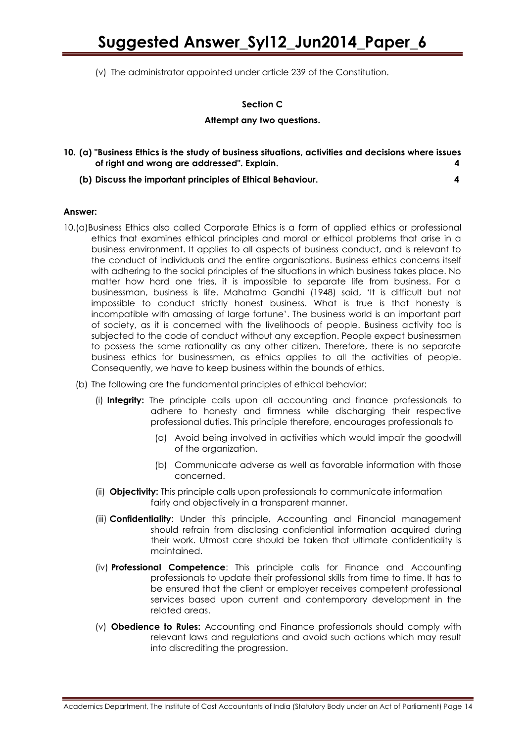(v) The administrator appointed under article 239 of the Constitution.

## Section C

**Attempt any two questions.**

**10. (a) "Business Ethics is the study of business situations, activities and decisions where issues of right and wrong are addressed". Explain. 4**

**(b) Discuss the important principles of Ethical Behaviour. 4**

**Answer:**

10.(a) Business Ethics also called Corporate Ethics is a form of applied ethics or professional ethics that examines ethical principles and moral or ethical problems that arise in a business environment. It applies to all aspects of business conduct, and is relevant to the conduct of individuals and the entire organisations. Business ethics concerns itself with adhering to the social principles of the situations in which business takes place. No matter how hard one tries, it is impossible to separate life from business. For a businessman, business is life. Mahatma Gandhi (1948) said, 'It is difficult but not impossible to conduct strictly honest business. What is true is that honesty is incompatible with amassing of large fortune'. The business world is an important part of society, as it is concerned with the livelihoods of people. Business activity too is subjected to the code of conduct without any exception. People expect businessmen to possess the same rationality as any other citizen. Therefore, there is no separate business ethics for businessmen, as ethics applies to all the activities of people. Consequently, we have to keep business within the bounds of ethics.

(b) The following are the fundamental principles of ethical behavior:

(i) **Integrity:** The principle calls upon all accounting and finance professionals to adhere to honesty and firmness while discharging their respective professional duties. This principle therefore, encourages professionals to

(a) Avoid being involved in activities which would impair the goodwill of the organization.

(b) Communicate adverse as well as favorable information with those concerned.

(ii) **Objectivity:** This principle calls upon professionals to communicate information fairly and objectively in a transparent manner.

(iii) **Confidentiality**: Under this principle, Accounting and Financial management should refrain from disclosing confidential information acquired during their work. Utmost care should be taken that ultimate confidentiality is maintained.

(iv) **Professional Competence**: This principle calls for Finance and Accounting professionals to update their professional skills from time to time. It has to be ensured that the client or employer receives competent professional services based upon current and contemporary development in the related areas.

(v) **Obedience to Rules:** Accounting and Finance professionals should comply with relevant laws and regulations and avoid such actions which may result into discrediting the progression.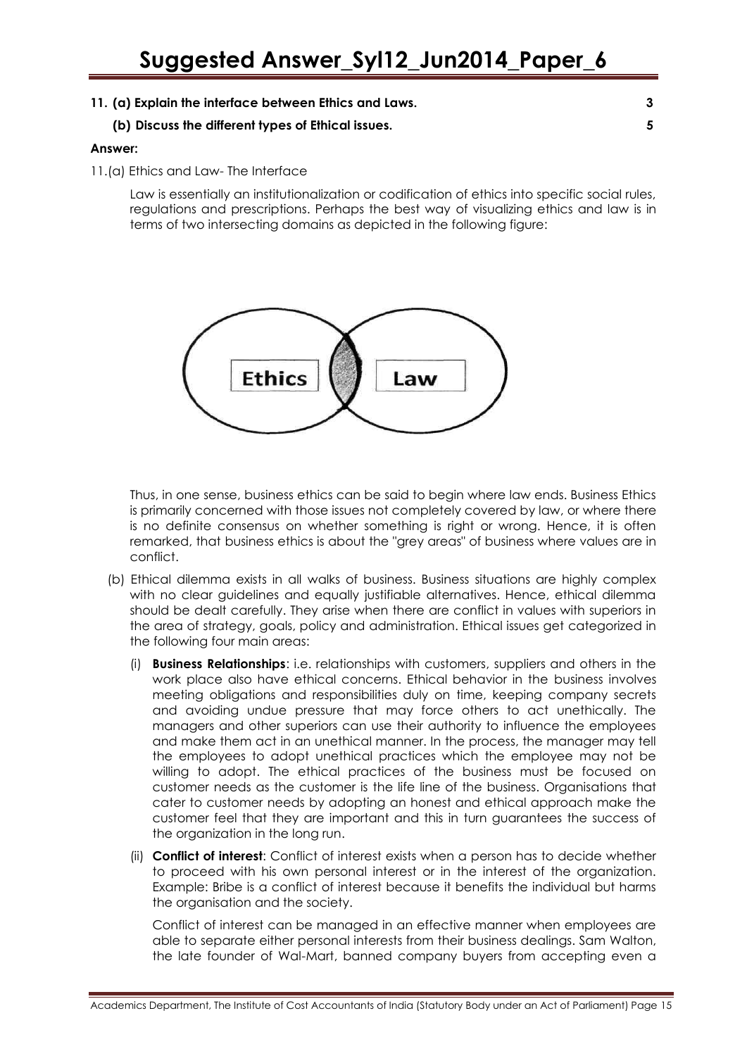**11. (a) Explain the interface between Ethics and Laws. 3**

**(b) Discuss the different types of Ethical issues. 5**

**Answer:**

11.(a) Ethics and Law- The Interface

Law is essentially an institutionalization or codification of ethics into specific social rules, regulations and prescriptions. Perhaps the best way of visualizing ethics and law is in terms of two intersecting domains as depicted in the following figure:

Ethics | Law

Thus, in one sense, business ethics can be said to begin where law ends. Business Ethics is primarily concerned with those issues not completely covered by law, or where there is no definite consensus on whether something is right or wrong. Hence, it is often remarked, that business ethics is about the "grey areas" of business where values are in conflict.

(b) Ethical dilemma exists in all walks of business. Business situations are highly complex with no clear guidelines and equally justifiable alternatives. Hence, ethical dilemma should be dealt carefully. They arise when there are conflict in values with superiors in the area of strategy, goals, policy and administration. Ethical issues get categorized in the following four main areas:

(i) **Business Relationships**: i.e. relationships with customers, suppliers and others in the work place also have ethical concerns. Ethical behavior in the business involves meeting obligations and responsibilities duly on time, keeping company secrets and avoiding undue pressure that may force others to act unethically. The managers and other superiors can use their authority to influence the employees and make them act in an unethical manner. In the process, the manager may tell the employees to adopt unethical practices which the employee may not be willing to adopt. The ethical practices of the business must be focused on customer needs as the customer is the life line of the business. Organisations that cater to customer needs by adopting an honest and ethical approach make the customer feel that they are important and this in turn guarantees the success of the organization in the long run.

(ii) **Conflict of interest**: Conflict of interest exists when a person has to decide whether to proceed with his own personal interest or in the interest of the organization. Example: Bribe is a conflict of interest because it benefits the individual but harms the organisation and the society.

Conflict of interest can be managed in an effective manner when employees are able to separate either personal interests from their business dealings. Sam Walton, the late founder of Wal-Mart, banned company buyers from accepting even a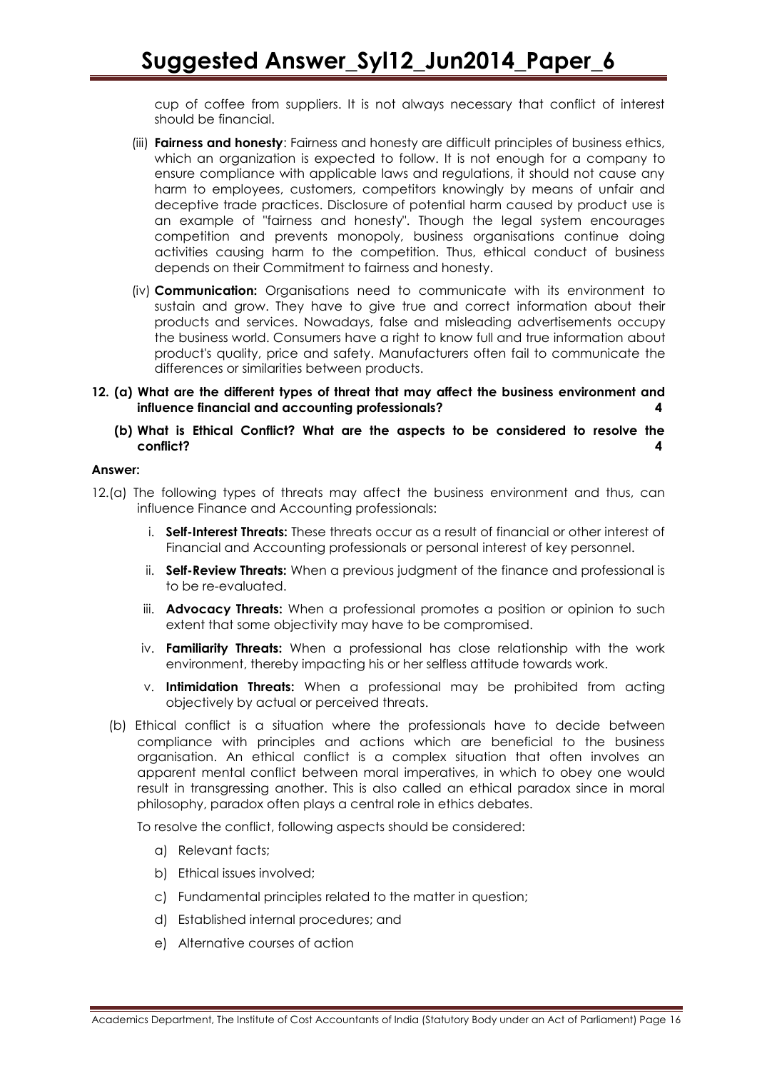cup of coffee from suppliers. It is not always necessary that conflict of interest should be financial.

(iii) **Fairness and honesty**: Fairness and honesty are difficult principles of business ethics, which an organization is expected to follow. It is not enough for a company to ensure compliance with applicable laws and regulations, it should not cause any harm to employees, customers, competitors knowingly by means of unfair and deceptive trade practices. Disclosure of potential harm caused by product use is an example of "fairness and honesty". Though the legal system encourages competition and prevents monopoly, business organisations continue doing activities causing harm to the competition. Thus, ethical conduct of business depends on their Commitment to fairness and honesty.

(iv) **Communication:** Organisations need to communicate with its environment to sustain and grow. They have to give true and correct information about their products and services. Nowadays, false and misleading advertisements occupy the business world. Consumers have a right to know full and true information about product's quality, price and safety. Manufacturers often fail to communicate the differences or similarities between products.

**12. (a) What are the different types of threat that may affect the business environment and influence financial and accounting professionals? 4**

**(b) What is Ethical Conflict? What are the aspects to be considered to resolve the conflict? 4**

**Answer:**

12.(a) The following types of threats may affect the business environment and thus, can influence Finance and Accounting professionals:

i. **Self-Interest Threats:** These threats occur as a result of financial or other interest of Financial and Accounting professionals or personal interest of key personnel.

ii. **Self-Review Threats:** When a previous judgment of the finance and professional is to be re-evaluated.

iii. **Advocacy Threats:** When a professional promotes a position or opinion to such extent that some objectivity may have to be compromised.

iv. **Familiarity Threats:** When a professional has close relationship with the work environment, thereby impacting his or her selfless attitude towards work.

v. **Intimidation Threats:** When a professional may be prohibited from acting objectively by actual or perceived threats.

(b) Ethical conflict is a situation where the professionals have to decide between compliance with principles and actions which are beneficial to the business organisation. An ethical conflict is a complex situation that often involves an apparent mental conflict between moral imperatives, in which to obey one would result in transgressing another. This is also called an ethical paradox since in moral philosophy, paradox often plays a central role in ethics debates.

To resolve the conflict, following aspects should be considered:

a) Relevant facts;

b) Ethical issues involved;

c) Fundamental principles related to the matter in question;

d) Established internal procedures; and

e) Alternative courses of action